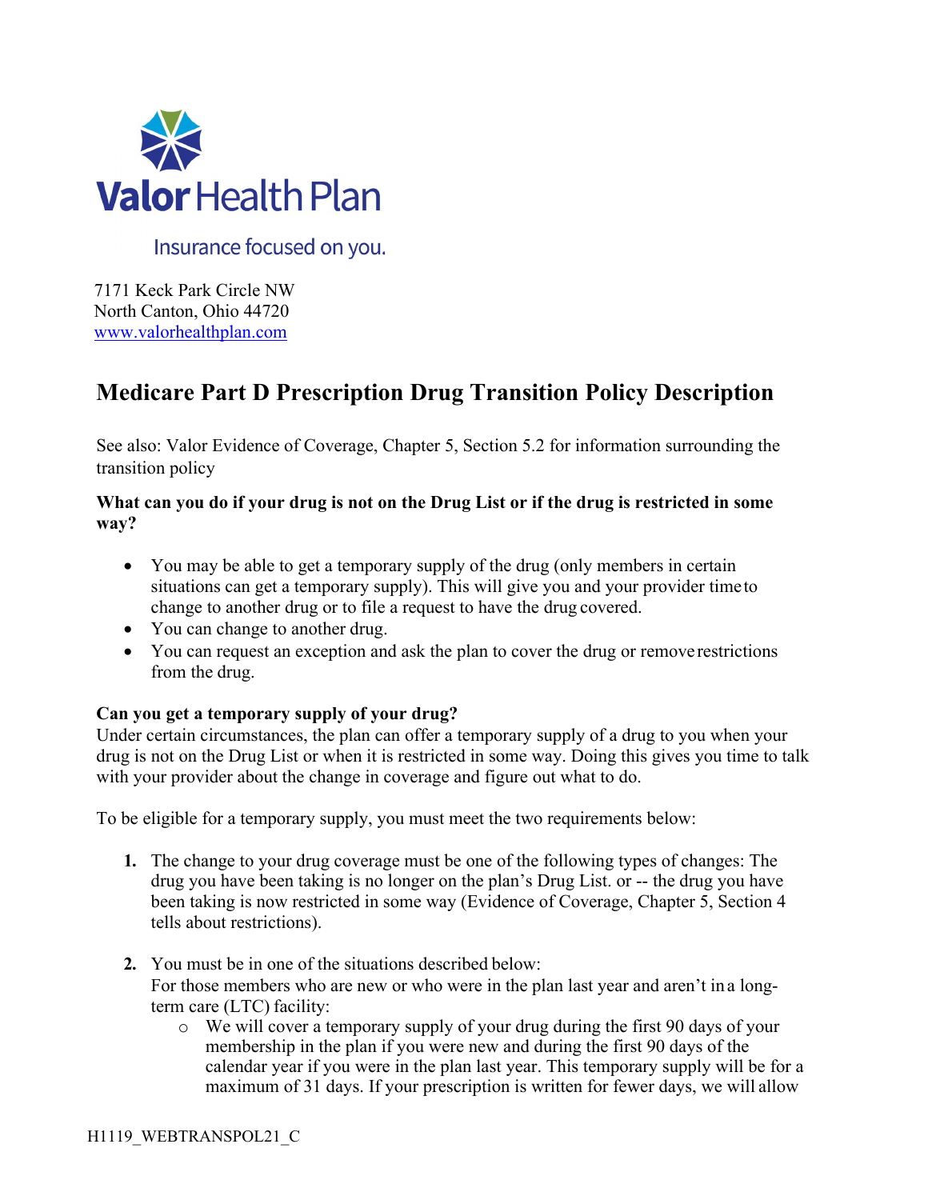Valor Health Plan

Insurance focused on you.

7171 Keck Park Circle NW
North Canton, Ohio 44720
www.valorhealthplan.com

# Medicare Part D Prescription Drug Transition Policy Description

See also: Valor Evidence of Coverage, Chapter 5, Section 5.2 for information surrounding the transition policy

**What can you do if your drug is not on the Drug List or if the drug is restricted in some way?**

- You may be able to get a temporary supply of the drug (only members in certain situations can get a temporary supply). This will give you and your provider time to change to another drug or to file a request to have the drug covered.
- You can change to another drug.
- You can request an exception and ask the plan to cover the drug or remove restrictions from the drug.

**Can you get a temporary supply of your drug?**

Under certain circumstances, the plan can offer a temporary supply of a drug to you when your drug is not on the Drug List or when it is restricted in some way. Doing this gives you time to talk with your provider about the change in coverage and figure out what to do.

To be eligible for a temporary supply, you must meet the two requirements below:

1. The change to your drug coverage must be one of the following types of changes: The drug you have been taking is no longer on the plan's Drug List. or -- the drug you have been taking is now restricted in some way (Evidence of Coverage, Chapter 5, Section 4 tells about restrictions).

2. You must be in one of the situations described below:
   For those members who are new or who were in the plan last year and aren't in a long-term care (LTC) facility:
   - We will cover a temporary supply of your drug during the first 90 days of your membership in the plan if you were new and during the first 90 days of the calendar year if you were in the plan last year. This temporary supply will be for a maximum of 31 days. If your prescription is written for fewer days, we will allow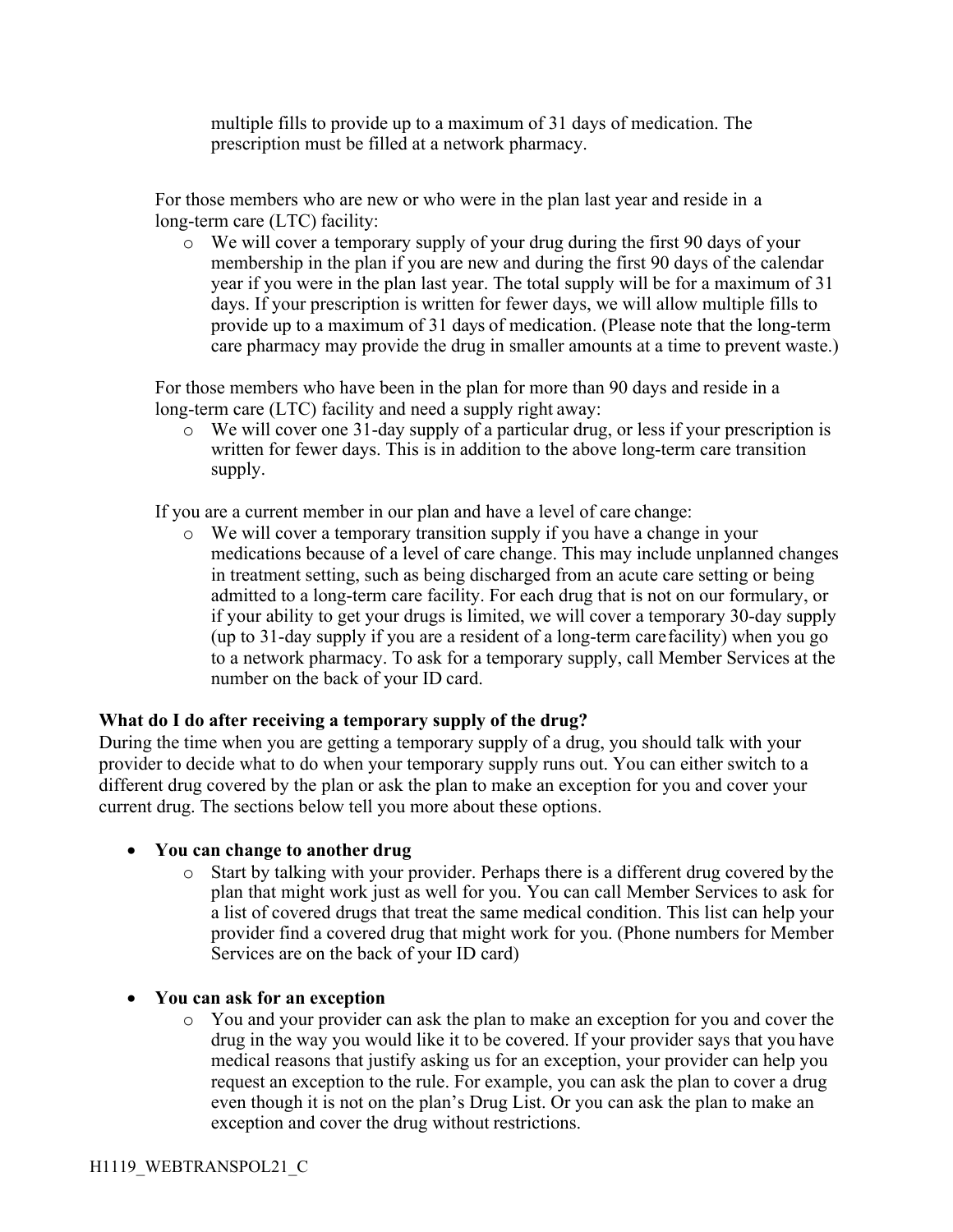multiple fills to provide up to a maximum of 31 days of medication. The prescription must be filled at a network pharmacy.

For those members who are new or who were in the plan last year and reside in a long-term care (LTC) facility:

- We will cover a temporary supply of your drug during the first 90 days of your membership in the plan if you are new and during the first 90 days of the calendar year if you were in the plan last year. The total supply will be for a maximum of 31 days. If your prescription is written for fewer days, we will allow multiple fills to provide up to a maximum of 31 days of medication. (Please note that the long-term care pharmacy may provide the drug in smaller amounts at a time to prevent waste.)

For those members who have been in the plan for more than 90 days and reside in a long-term care (LTC) facility and need a supply right away:

- We will cover one 31-day supply of a particular drug, or less if your prescription is written for fewer days. This is in addition to the above long-term care transition supply.

If you are a current member in our plan and have a level of care change:

- We will cover a temporary transition supply if you have a change in your medications because of a level of care change. This may include unplanned changes in treatment setting, such as being discharged from an acute care setting or being admitted to a long-term care facility. For each drug that is not on our formulary, or if your ability to get your drugs is limited, we will cover a temporary 30-day supply (up to 31-day supply if you are a resident of a long-term care facility) when you go to a network pharmacy. To ask for a temporary supply, call Member Services at the number on the back of your ID card.

**What do I do after receiving a temporary supply of the drug?**

During the time when you are getting a temporary supply of a drug, you should talk with your provider to decide what to do when your temporary supply runs out. You can either switch to a different drug covered by the plan or ask the plan to make an exception for you and cover your current drug. The sections below tell you more about these options.

- **You can change to another drug**
  - Start by talking with your provider. Perhaps there is a different drug covered by the plan that might work just as well for you. You can call Member Services to ask for a list of covered drugs that treat the same medical condition. This list can help your provider find a covered drug that might work for you. (Phone numbers for Member Services are on the back of your ID card)

- **You can ask for an exception**
  - You and your provider can ask the plan to make an exception for you and cover the drug in the way you would like it to be covered. If your provider says that you have medical reasons that justify asking us for an exception, your provider can help you request an exception to the rule. For example, you can ask the plan to cover a drug even though it is not on the plan's Drug List. Or you can ask the plan to make an exception and cover the drug without restrictions.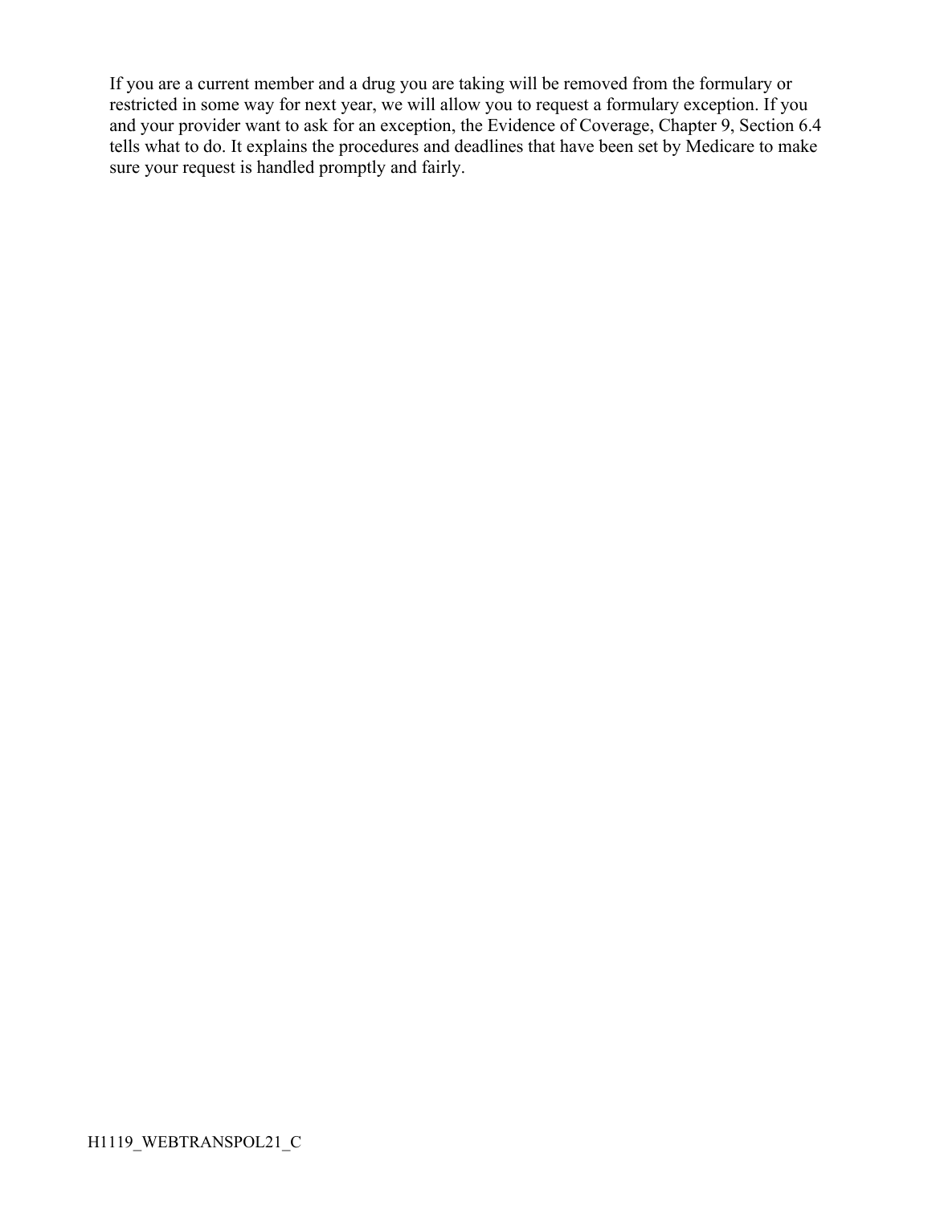If you are a current member and a drug you are taking will be removed from the formulary or restricted in some way for next year, we will allow you to request a formulary exception. If you and your provider want to ask for an exception, the Evidence of Coverage, Chapter 9, Section 6.4 tells what to do. It explains the procedures and deadlines that have been set by Medicare to make sure your request is handled promptly and fairly.

H1119_WEBTRANSPOL21_C